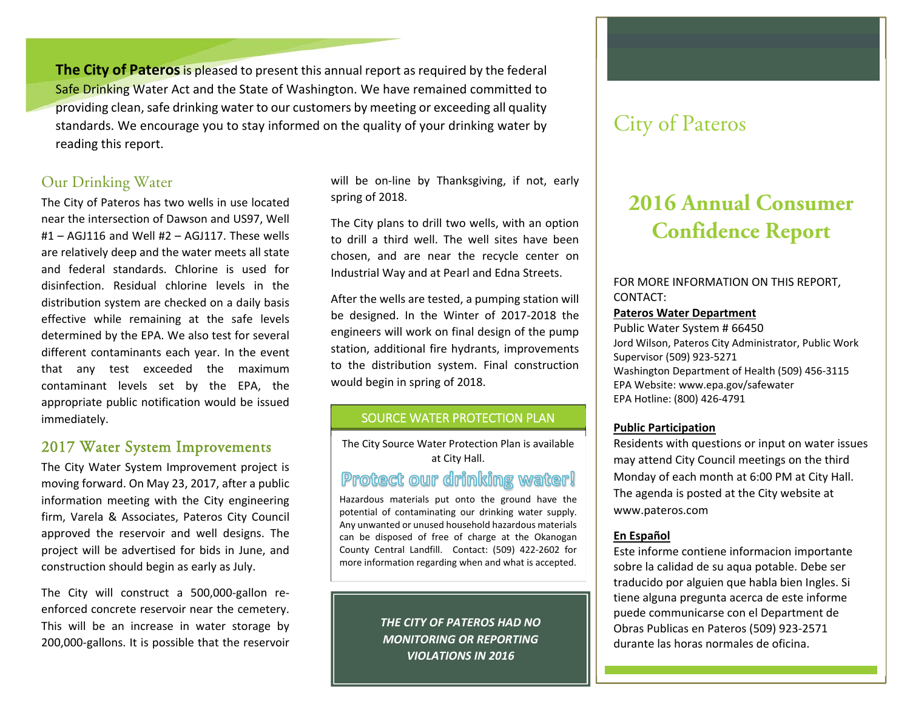**The City of Pateros** is pleased to present this annual report as required by the federal Safe Drinking Water Act and the State of Washington. We have remained committed to providing clean, safe drinking water to our customers by meeting or exceeding all quality standards. We encourage you to stay informed on the quality of your drinking water by reading this report.

## Our Drinking Water

The City of Pateros has two wells in use located near the intersection of Dawson and US97, Well #1 – AGJ116 and Well #2 – AGJ117. These wells are relatively deep and the water meets all state and federal standards. Chlorine is used for disinfection. Residual chlorine levels in the distribution system are checked on a daily basis effective while remaining at the safe levels determined by the EPA. We also test for several different contaminants each year. In the event that any test exceeded the maximum contaminant levels set by the EPA, the appropriate public notification would be issued immediately.

## 2017 Water System Improvements

The City Water System Improvement project is moving forward. On May 23, 2017, after a public information meeting with the City engineering firm, Varela & Associates, Pateros City Council approved the reservoir and well designs. The project will be advertised for bids in June, and construction should begin as early as July.

The City will construct a 500,000-gallon re-enforced concrete reservoir near the cemetery. This will be an increase in water storage by 200,000-gallons. It is possible that the reservoir will be on-line by Thanksgiving, if not, early spring of 2018.

The City plans to drill two wells, with an option to drill a third well. The well sites have been chosen, and are near the recycle center on Industrial Way and at Pearl and Edna Streets.

After the wells are tested, a pumping station will be designed. In the Winter of 2017-2018 the engineers will work on final design of the pump station, additional fire hydrants, improvements to the distribution system. Final construction would begin in spring of 2018.

### SOURCE WATER PROTECTION PLAN

The City Source Water Protection Plan is available at City Hall.

**Protect our drinking water!**

Hazardous materials put onto the ground have the potential of contaminating our drinking water supply. Any unwanted or unused household hazardous materials can be disposed of free of charge at the Okanogan County Central Landfill. Contact: (509) 422-2602 for more information regarding when and what is accepted.

***THE CITY OF PATEROS HAD NO MONITORING OR REPORTING VIOLATIONS IN 2016***

# City of Pateros

# 2016 Annual Consumer Confidence Report

FOR MORE INFORMATION ON THIS REPORT, CONTACT:

**Pateros Water Department**

Public Water System # 66450

Jord Wilson, Pateros City Administrator, Public Work Supervisor (509) 923-5271

Washington Department of Health (509) 456-3115

EPA Website: www.epa.gov/safewater

EPA Hotline: (800) 426-4791

**Public Participation**

Residents with questions or input on water issues may attend City Council meetings on the third Monday of each month at 6:00 PM at City Hall. The agenda is posted at the City website at www.pateros.com

**En Español**

Este informe contiene informacion importante sobre la calidad de su aqua potable. Debe ser traducido por alguien que habla bien Ingles. Si tiene alguna pregunta acerca de este informe puede communicarse con el Department de Obras Publicas en Pateros (509) 923-2571 durante las horas normales de oficina.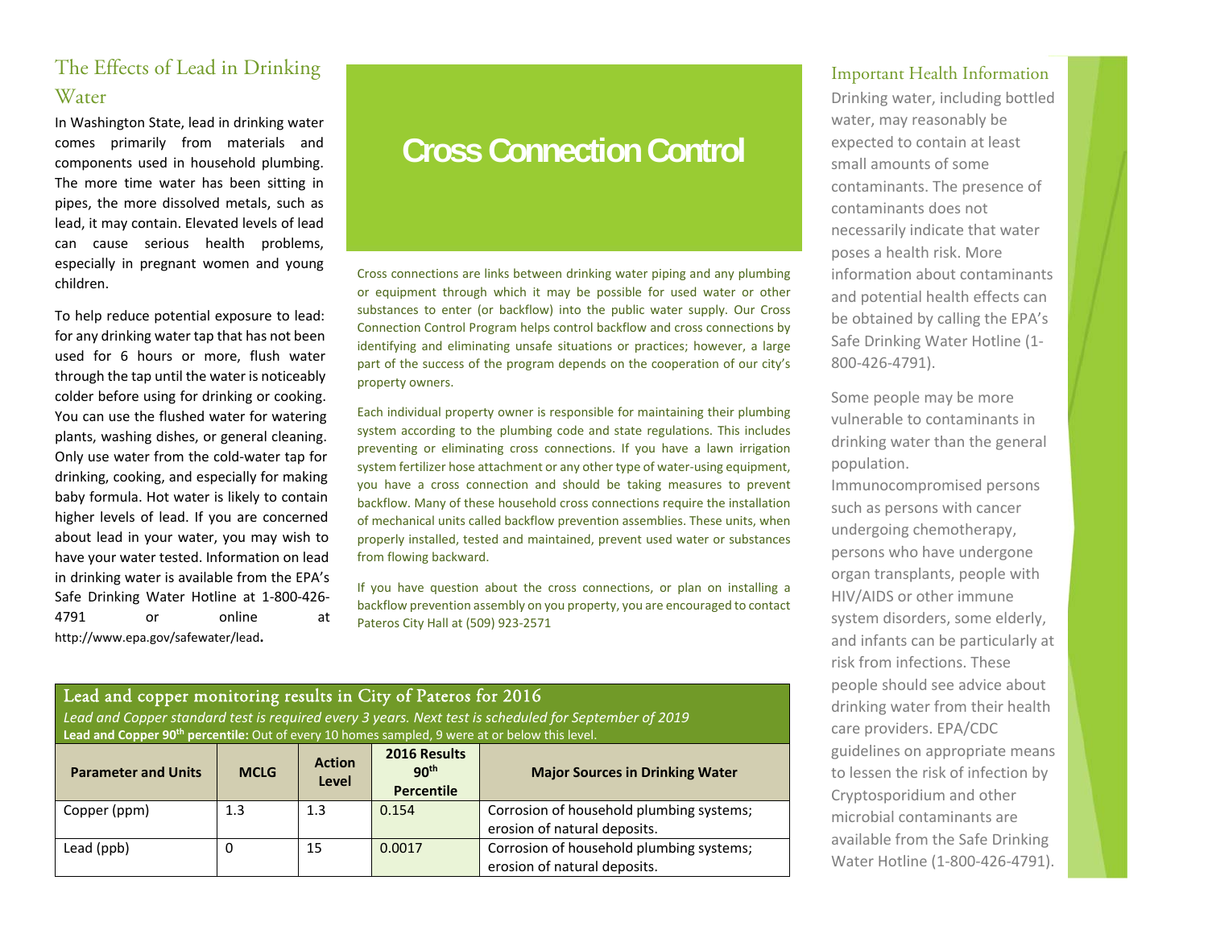## The Effects of Lead in Drinking Water

In Washington State, lead in drinking water comes primarily from materials and components used in household plumbing. The more time water has been sitting in pipes, the more dissolved metals, such as lead, it may contain. Elevated levels of lead can cause serious health problems, especially in pregnant women and young children.

To help reduce potential exposure to lead: for any drinking water tap that has not been used for 6 hours or more, flush water through the tap until the water is noticeably colder before using for drinking or cooking. You can use the flushed water for watering plants, washing dishes, or general cleaning. Only use water from the cold-water tap for drinking, cooking, and especially for making baby formula. Hot water is likely to contain higher levels of lead. If you are concerned about lead in your water, you may wish to have your water tested. Information on lead in drinking water is available from the EPA's Safe Drinking Water Hotline at 1-800-426-4791 or online at http://www.epa.gov/safewater/lead**.**

# Cross Connection Control

Cross connections are links between drinking water piping and any plumbing or equipment through which it may be possible for used water or other substances to enter (or backflow) into the public water supply. Our Cross Connection Control Program helps control backflow and cross connections by identifying and eliminating unsafe situations or practices; however, a large part of the success of the program depends on the cooperation of our city's property owners.

Each individual property owner is responsible for maintaining their plumbing system according to the plumbing code and state regulations. This includes preventing or eliminating cross connections. If you have a lawn irrigation system fertilizer hose attachment or any other type of water-using equipment, you have a cross connection and should be taking measures to prevent backflow. Many of these household cross connections require the installation of mechanical units called backflow prevention assemblies. These units, when properly installed, tested and maintained, prevent used water or substances from flowing backward.

If you have question about the cross connections, or plan on installing a backflow prevention assembly on you property, you are encouraged to contact Pateros City Hall at (509) 923-2571

## Lead and copper monitoring results in City of Pateros for 2016

*Lead and Copper standard test is required every 3 years. Next test is scheduled for September of 2019*

**Lead and Copper 90th percentile:** Out of every 10 homes sampled, 9 were at or below this level.

| Parameter and Units | MCLG | Action Level | 2016 Results 90th Percentile | Major Sources in Drinking Water |
|---|---|---|---|---|
| Copper (ppm) | 1.3 | 1.3 | 0.154 | Corrosion of household plumbing systems; erosion of natural deposits. |
| Lead (ppb) | 0 | 15 | 0.0017 | Corrosion of household plumbing systems; erosion of natural deposits. |

## Important Health Information

Drinking water, including bottled water, may reasonably be expected to contain at least small amounts of some contaminants. The presence of contaminants does not necessarily indicate that water poses a health risk. More information about contaminants and potential health effects can be obtained by calling the EPA's Safe Drinking Water Hotline (1-800-426-4791).

Some people may be more vulnerable to contaminants in drinking water than the general population. Immunocompromised persons such as persons with cancer undergoing chemotherapy, persons who have undergone organ transplants, people with HIV/AIDS or other immune system disorders, some elderly, and infants can be particularly at risk from infections. These people should see advice about drinking water from their health care providers. EPA/CDC guidelines on appropriate means to lessen the risk of infection by Cryptosporidium and other microbial contaminants are available from the Safe Drinking Water Hotline (1-800-426-4791).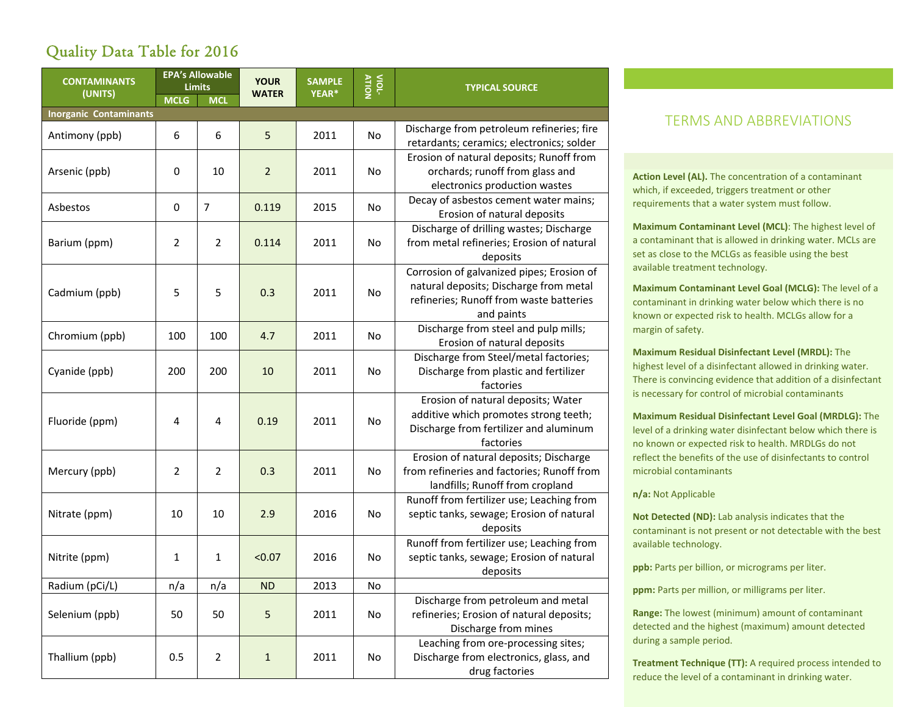## Quality Data Table for 2016

| CONTAMINANTS (UNITS) | EPA's Allowable Limits | | YOUR WATER | SAMPLE YEAR* | VIOL-ATION | TYPICAL SOURCE |
|---|---|---|---|---|---|---|
| | MCLG | MCL | | | | |
| **Inorganic Contaminants** | | | | | | |
| Antimony (ppb) | 6 | 6 | 5 | 2011 | No | Discharge from petroleum refineries; fire retardants; ceramics; electronics; solder |
| Arsenic (ppb) | 0 | 10 | 2 | 2011 | No | Erosion of natural deposits; Runoff from orchards; runoff from glass and electronics production wastes |
| Asbestos | 0 | 7 | 0.119 | 2015 | No | Decay of asbestos cement water mains; Erosion of natural deposits |
| Barium (ppm) | 2 | 2 | 0.114 | 2011 | No | Discharge of drilling wastes; Discharge from metal refineries; Erosion of natural deposits |
| Cadmium (ppb) | 5 | 5 | 0.3 | 2011 | No | Corrosion of galvanized pipes; Erosion of natural deposits; Discharge from metal refineries; Runoff from waste batteries and paints |
| Chromium (ppb) | 100 | 100 | 4.7 | 2011 | No | Discharge from steel and pulp mills; Erosion of natural deposits |
| Cyanide (ppb) | 200 | 200 | 10 | 2011 | No | Discharge from Steel/metal factories; Discharge from plastic and fertilizer factories |
| Fluoride (ppm) | 4 | 4 | 0.19 | 2011 | No | Erosion of natural deposits; Water additive which promotes strong teeth; Discharge from fertilizer and aluminum factories |
| Mercury (ppb) | 2 | 2 | 0.3 | 2011 | No | Erosion of natural deposits; Discharge from refineries and factories; Runoff from landfills; Runoff from cropland |
| Nitrate (ppm) | 10 | 10 | 2.9 | 2016 | No | Runoff from fertilizer use; Leaching from septic tanks, sewage; Erosion of natural deposits |
| Nitrite (ppm) | 1 | 1 | <0.07 | 2016 | No | Runoff from fertilizer use; Leaching from septic tanks, sewage; Erosion of natural deposits |
| Radium (pCi/L) | n/a | n/a | ND | 2013 | No | |
| Selenium (ppb) | 50 | 50 | 5 | 2011 | No | Discharge from petroleum and metal refineries; Erosion of natural deposits; Discharge from mines |
| Thallium (ppb) | 0.5 | 2 | 1 | 2011 | No | Leaching from ore-processing sites; Discharge from electronics, glass, and drug factories |

## TERMS AND ABBREVIATIONS

**Action Level (AL).** The concentration of a contaminant which, if exceeded, triggers treatment or other requirements that a water system must follow.

**Maximum Contaminant Level (MCL)**: The highest level of a contaminant that is allowed in drinking water. MCLs are set as close to the MCLGs as feasible using the best available treatment technology.

**Maximum Contaminant Level Goal (MCLG):** The level of a contaminant in drinking water below which there is no known or expected risk to health. MCLGs allow for a margin of safety.

**Maximum Residual Disinfectant Level (MRDL):** The highest level of a disinfectant allowed in drinking water. There is convincing evidence that addition of a disinfectant is necessary for control of microbial contaminants

**Maximum Residual Disinfectant Level Goal (MRDLG):** The level of a drinking water disinfectant below which there is no known or expected risk to health. MRDLGs do not reflect the benefits of the use of disinfectants to control microbial contaminants

**n/a:** Not Applicable

**Not Detected (ND):** Lab analysis indicates that the contaminant is not present or not detectable with the best available technology.

**ppb:** Parts per billion, or micrograms per liter.

**ppm:** Parts per million, or milligrams per liter.

**Range:** The lowest (minimum) amount of contaminant detected and the highest (maximum) amount detected during a sample period.

**Treatment Technique (TT):** A required process intended to reduce the level of a contaminant in drinking water.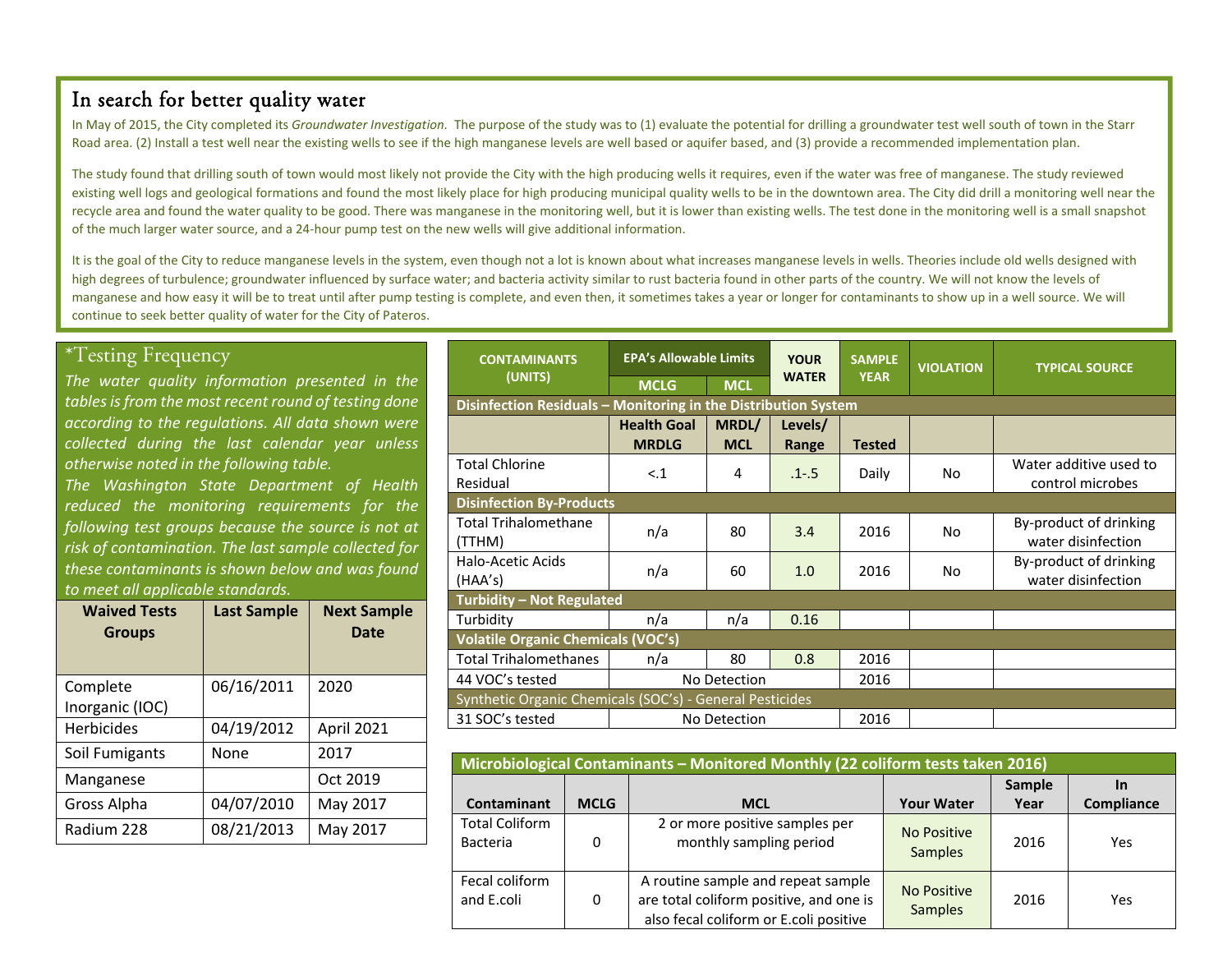## In search for better quality water

In May of 2015, the City completed its *Groundwater Investigation.* The purpose of the study was to (1) evaluate the potential for drilling a groundwater test well south of town in the Starr Road area. (2) Install a test well near the existing wells to see if the high manganese levels are well based or aquifer based, and (3) provide a recommended implementation plan.

The study found that drilling south of town would most likely not provide the City with the high producing wells it requires, even if the water was free of manganese. The study reviewed existing well logs and geological formations and found the most likely place for high producing municipal quality wells to be in the downtown area. The City did drill a monitoring well near the recycle area and found the water quality to be good. There was manganese in the monitoring well, but it is lower than existing wells. The test done in the monitoring well is a small snapshot of the much larger water source, and a 24-hour pump test on the new wells will give additional information.

It is the goal of the City to reduce manganese levels in the system, even though not a lot is known about what increases manganese levels in wells. Theories include old wells designed with high degrees of turbulence; groundwater influenced by surface water; and bacteria activity similar to rust bacteria found in other parts of the country. We will not know the levels of manganese and how easy it will be to treat until after pump testing is complete, and even then, it sometimes takes a year or longer for contaminants to show up in a well source. We will continue to seek better quality of water for the City of Pateros.

## *Testing Frequency

*The water quality information presented in the tables is from the most recent round of testing done according to the regulations. All data shown were collected during the last calendar year unless otherwise noted in the following table.*

*The Washington State Department of Health reduced the monitoring requirements for the following test groups because the source is not at risk of contamination. The last sample collected for these contaminants is shown below and was found to meet all applicable standards.*

| Waived Tests Groups | Last Sample | Next Sample Date |
|---|---|---|
| Complete Inorganic (IOC) | 06/16/2011 | 2020 |
| Herbicides | 04/19/2012 | April 2021 |
| Soil Fumigants | None | 2017 |
| Manganese | | Oct 2019 |
| Gross Alpha | 04/07/2010 | May 2017 |
| Radium 228 | 08/21/2013 | May 2017 |

| CONTAMINANTS (UNITS) | EPA's Allowable Limits | | YOUR WATER | SAMPLE YEAR | VIOLATION | TYPICAL SOURCE |
|---|---|---|---|---|---|---|
| | MCLG | MCL | | | | |
| **Disinfection Residuals – Monitoring in the Distribution System** | | | | | | |
| | Health Goal MRDLG | MRDL/ MCL | Levels/ Range | Tested | | |
| Total Chlorine Residual | <.1 | 4 | .1-.5 | Daily | No | Water additive used to control microbes |
| **Disinfection By-Products** | | | | | | |
| Total Trihalomethane (TTHM) | n/a | 80 | 3.4 | 2016 | No | By-product of drinking water disinfection |
| Halo-Acetic Acids (HAA's) | n/a | 60 | 1.0 | 2016 | No | By-product of drinking water disinfection |
| **Turbidity – Not Regulated** | | | | | | |
| Turbidity | n/a | n/a | 0.16 | | | |
| **Volatile Organic Chemicals (VOC's)** | | | | | | |
| Total Trihalomethanes | n/a | 80 | 0.8 | 2016 | | |
| 44 VOC's tested | No Detection | | | 2016 | | |
| Synthetic Organic Chemicals (SOC's) - General Pesticides | | | | | | |
| 31 SOC's tested | No Detection | | | 2016 | | |

| Microbiological Contaminants – Monitored Monthly (22 coliform tests taken 2016) | | | | | |
|---|---|---|---|---|---|
| Contaminant | MCLG | MCL | Your Water | Sample Year | In Compliance |
| Total Coliform Bacteria | 0 | 2 or more positive samples per monthly sampling period | No Positive Samples | 2016 | Yes |
| Fecal coliform and E.coli | 0 | A routine sample and repeat sample are total coliform positive, and one is also fecal coliform or E.coli positive | No Positive Samples | 2016 | Yes |